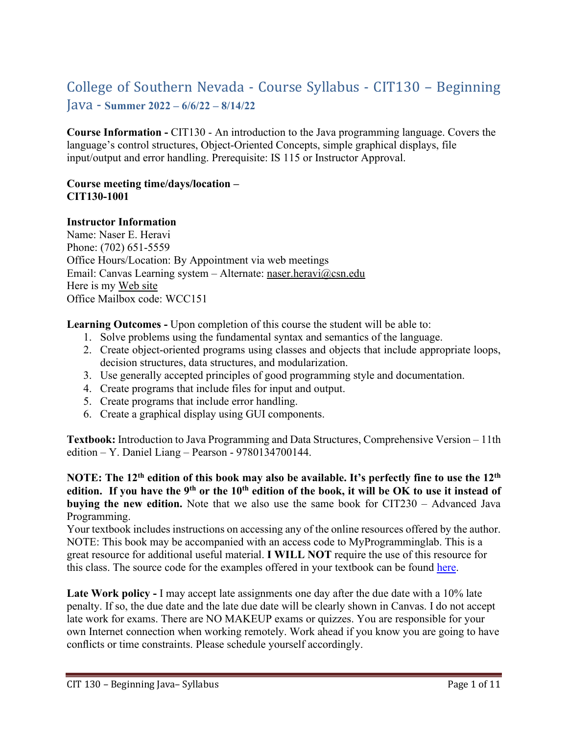# College of Southern Nevada - Course Syllabus - CIT130 – Beginning Java - Summer 2022 – 6/6/22 – 8/14/22

**Course Information -** CIT130 - An introduction to the Java programming language. Covers the language's control structures, Object-Oriented Concepts, simple graphical displays, file input/output and error handling. Prerequisite: IS 115 or Instructor Approval.

**Course meeting time/days/location –**
**CIT130-1001**

**Instructor Information**
Name: Naser E. Heravi
Phone: (702) 651-5559
Office Hours/Location: By Appointment via web meetings
Email: Canvas Learning system – Alternate: naser.heravi@csn.edu
Here is my Web site
Office Mailbox code: WCC151

**Learning Outcomes -** Upon completion of this course the student will be able to:

1. Solve problems using the fundamental syntax and semantics of the language.
2. Create object-oriented programs using classes and objects that include appropriate loops, decision structures, data structures, and modularization.
3. Use generally accepted principles of good programming style and documentation.
4. Create programs that include files for input and output.
5. Create programs that include error handling.
6. Create a graphical display using GUI components.

**Textbook:** Introduction to Java Programming and Data Structures, Comprehensive Version – 11th edition – Y. Daniel Liang – Pearson - 9780134700144.

**NOTE: The 12th edition of this book may also be available. It's perfectly fine to use the 12th edition. If you have the 9th or the 10th edition of the book, it will be OK to use it instead of buying the new edition.** Note that we also use the same book for CIT230 – Advanced Java Programming.
Your textbook includes instructions on accessing any of the online resources offered by the author. NOTE: This book may be accompanied with an access code to MyProgramminglab. This is a great resource for additional useful material. **I WILL NOT** require the use of this resource for this class. The source code for the examples offered in your textbook can be found here.

**Late Work policy -** I may accept late assignments one day after the due date with a 10% late penalty. If so, the due date and the late due date will be clearly shown in Canvas. I do not accept late work for exams. There are NO MAKEUP exams or quizzes. You are responsible for your own Internet connection when working remotely. Work ahead if you know you are going to have conflicts or time constraints. Please schedule yourself accordingly.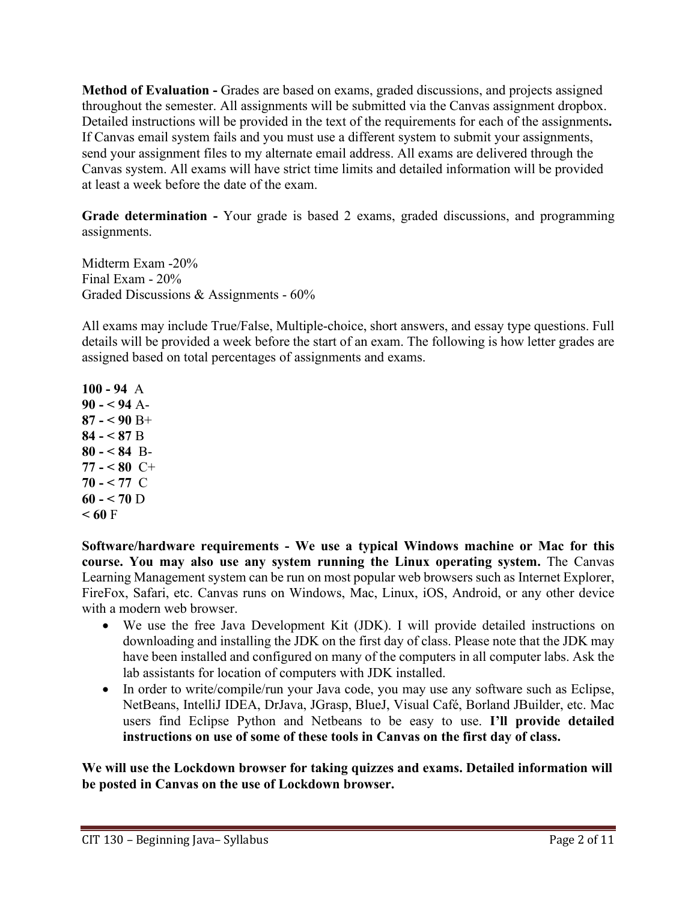**Method of Evaluation -** Grades are based on exams, graded discussions, and projects assigned throughout the semester. All assignments will be submitted via the Canvas assignment dropbox. Detailed instructions will be provided in the text of the requirements for each of the assignments**.** If Canvas email system fails and you must use a different system to submit your assignments, send your assignment files to my alternate email address. All exams are delivered through the Canvas system. All exams will have strict time limits and detailed information will be provided at least a week before the date of the exam.

**Grade determination -** Your grade is based 2 exams, graded discussions, and programming assignments.

Midterm Exam -20%
Final Exam - 20%
Graded Discussions & Assignments - 60%

All exams may include True/False, Multiple-choice, short answers, and essay type questions. Full details will be provided a week before the start of an exam. The following is how letter grades are assigned based on total percentages of assignments and exams.

**100 - 94** A
**90 - < 94** A-
**87 - < 90** B+
**84 - < 87** B
**80 - < 84** B-
**77 - < 80** C+
**70 - < 77** C
**60 - < 70** D
**< 60** F

**Software/hardware requirements - We use a typical Windows machine or Mac for this course. You may also use any system running the Linux operating system.** The Canvas Learning Management system can be run on most popular web browsers such as Internet Explorer, FireFox, Safari, etc. Canvas runs on Windows, Mac, Linux, iOS, Android, or any other device with a modern web browser.

- We use the free Java Development Kit (JDK). I will provide detailed instructions on downloading and installing the JDK on the first day of class. Please note that the JDK may have been installed and configured on many of the computers in all computer labs. Ask the lab assistants for location of computers with JDK installed.
- In order to write/compile/run your Java code, you may use any software such as Eclipse, NetBeans, IntelliJ IDEA, DrJava, JGrasp, BlueJ, Visual Café, Borland JBuilder, etc. Mac users find Eclipse Python and Netbeans to be easy to use. **I'll provide detailed instructions on use of some of these tools in Canvas on the first day of class.**

**We will use the Lockdown browser for taking quizzes and exams. Detailed information will be posted in Canvas on the use of Lockdown browser.**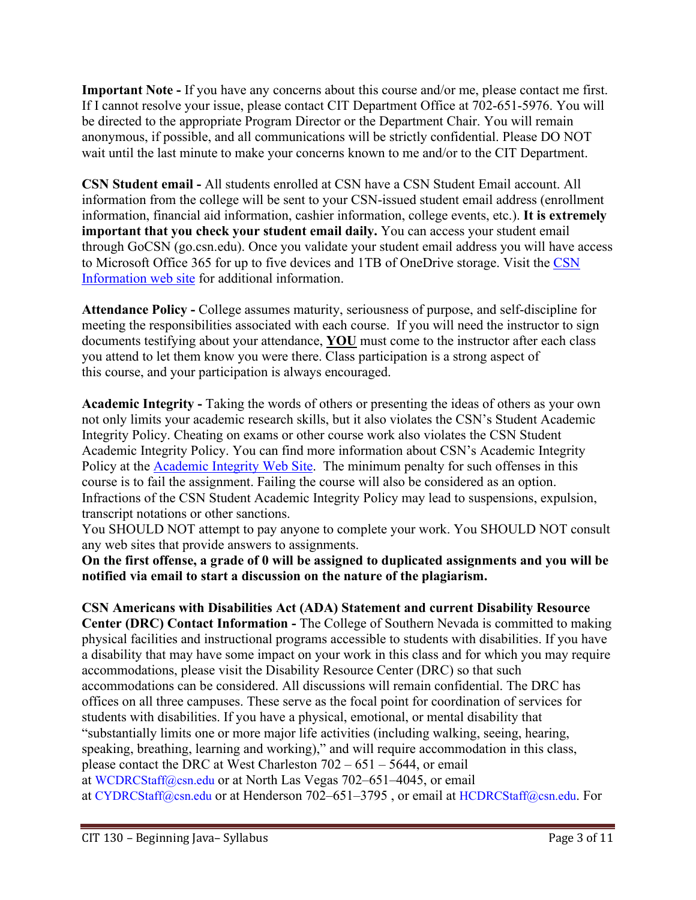**Important Note -** If you have any concerns about this course and/or me, please contact me first. If I cannot resolve your issue, please contact CIT Department Office at 702-651-5976. You will be directed to the appropriate Program Director or the Department Chair. You will remain anonymous, if possible, and all communications will be strictly confidential. Please DO NOT wait until the last minute to make your concerns known to me and/or to the CIT Department.

**CSN Student email -** All students enrolled at CSN have a CSN Student Email account. All information from the college will be sent to your CSN-issued student email address (enrollment information, financial aid information, cashier information, college events, etc.). **It is extremely important that you check your student email daily.** You can access your student email through GoCSN (go.csn.edu). Once you validate your student email address you will have access to Microsoft Office 365 for up to five devices and 1TB of OneDrive storage. Visit the [CSN Information web site] for additional information.

**Attendance Policy -** College assumes maturity, seriousness of purpose, and self-discipline for meeting the responsibilities associated with each course. If you will need the instructor to sign documents testifying about your attendance, **YOU** must come to the instructor after each class you attend to let them know you were there. Class participation is a strong aspect of this course, and your participation is always encouraged.

**Academic Integrity -** Taking the words of others or presenting the ideas of others as your own not only limits your academic research skills, but it also violates the CSN's Student Academic Integrity Policy. Cheating on exams or other course work also violates the CSN Student Academic Integrity Policy. You can find more information about CSN's Academic Integrity Policy at the [Academic Integrity Web Site]. The minimum penalty for such offenses in this course is to fail the assignment. Failing the course will also be considered as an option. Infractions of the CSN Student Academic Integrity Policy may lead to suspensions, expulsion, transcript notations or other sanctions.
You SHOULD NOT attempt to pay anyone to complete your work. You SHOULD NOT consult any web sites that provide answers to assignments.
**On the first offense, a grade of 0 will be assigned to duplicated assignments and you will be notified via email to start a discussion on the nature of the plagiarism.**

**CSN Americans with Disabilities Act (ADA) Statement and current Disability Resource Center (DRC) Contact Information -** The College of Southern Nevada is committed to making physical facilities and instructional programs accessible to students with disabilities. If you have a disability that may have some impact on your work in this class and for which you may require accommodations, please visit the Disability Resource Center (DRC) so that such accommodations can be considered. All discussions will remain confidential. The DRC has offices on all three campuses. These serve as the focal point for coordination of services for students with disabilities. If you have a physical, emotional, or mental disability that "substantially limits one or more major life activities (including walking, seeing, hearing, speaking, breathing, learning and working)," and will require accommodation in this class, please contact the DRC at West Charleston 702 – 651 – 5644, or email at WCDRCStaff@csn.edu or at North Las Vegas 702–651–4045, or email at CYDRCStaff@csn.edu or at Henderson 702–651–3795 , or email at HCDRCStaff@csn.edu. For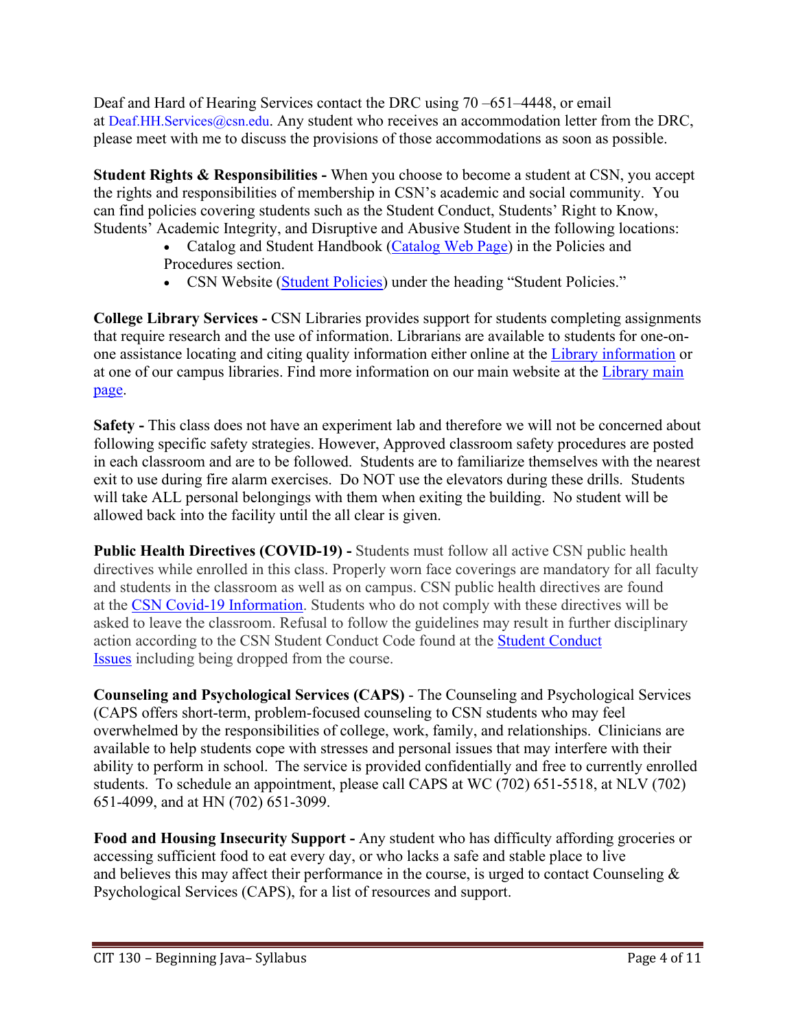Deaf and Hard of Hearing Services contact the DRC using 70 –651–4448, or email at Deaf.HH.Services@csn.edu. Any student who receives an accommodation letter from the DRC, please meet with me to discuss the provisions of those accommodations as soon as possible.

**Student Rights & Responsibilities -** When you choose to become a student at CSN, you accept the rights and responsibilities of membership in CSN's academic and social community. You can find policies covering students such as the Student Conduct, Students' Right to Know, Students' Academic Integrity, and Disruptive and Abusive Student in the following locations:

- Catalog and Student Handbook (Catalog Web Page) in the Policies and Procedures section.
- CSN Website (Student Policies) under the heading "Student Policies."

**College Library Services -** CSN Libraries provides support for students completing assignments that require research and the use of information. Librarians are available to students for one-on-one assistance locating and citing quality information either online at the Library information or at one of our campus libraries. Find more information on our main website at the Library main page.

**Safety -** This class does not have an experiment lab and therefore we will not be concerned about following specific safety strategies. However, Approved classroom safety procedures are posted in each classroom and are to be followed. Students are to familiarize themselves with the nearest exit to use during fire alarm exercises. Do NOT use the elevators during these drills. Students will take ALL personal belongings with them when exiting the building. No student will be allowed back into the facility until the all clear is given.

**Public Health Directives (COVID-19) -** Students must follow all active CSN public health directives while enrolled in this class. Properly worn face coverings are mandatory for all faculty and students in the classroom as well as on campus. CSN public health directives are found at the CSN Covid-19 Information. Students who do not comply with these directives will be asked to leave the classroom. Refusal to follow the guidelines may result in further disciplinary action according to the CSN Student Conduct Code found at the Student Conduct Issues including being dropped from the course.

**Counseling and Psychological Services (CAPS)** - The Counseling and Psychological Services (CAPS offers short-term, problem-focused counseling to CSN students who may feel overwhelmed by the responsibilities of college, work, family, and relationships. Clinicians are available to help students cope with stresses and personal issues that may interfere with their ability to perform in school. The service is provided confidentially and free to currently enrolled students. To schedule an appointment, please call CAPS at WC (702) 651-5518, at NLV (702) 651-4099, and at HN (702) 651-3099.

**Food and Housing Insecurity Support -** Any student who has difficulty affording groceries or accessing sufficient food to eat every day, or who lacks a safe and stable place to live and believes this may affect their performance in the course, is urged to contact Counseling & Psychological Services (CAPS), for a list of resources and support.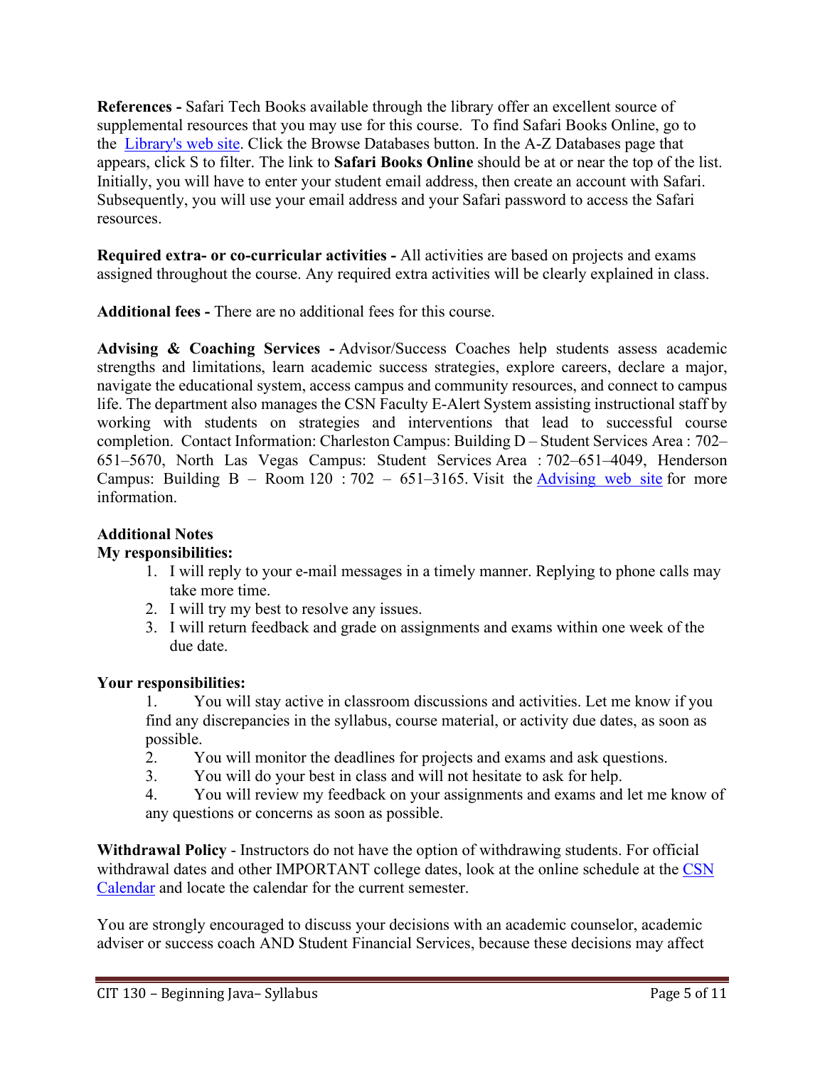**References -** Safari Tech Books available through the library offer an excellent source of supplemental resources that you may use for this course. To find Safari Books Online, go to the Library's web site. Click the Browse Databases button. In the A-Z Databases page that appears, click S to filter. The link to **Safari Books Online** should be at or near the top of the list. Initially, you will have to enter your student email address, then create an account with Safari. Subsequently, you will use your email address and your Safari password to access the Safari resources.

**Required extra- or co-curricular activities -** All activities are based on projects and exams assigned throughout the course. Any required extra activities will be clearly explained in class.

**Additional fees -** There are no additional fees for this course.

**Advising & Coaching Services -** Advisor/Success Coaches help students assess academic strengths and limitations, learn academic success strategies, explore careers, declare a major, navigate the educational system, access campus and community resources, and connect to campus life. The department also manages the CSN Faculty E-Alert System assisting instructional staff by working with students on strategies and interventions that lead to successful course completion. Contact Information: Charleston Campus: Building D – Student Services Area : 702–651–5670, North Las Vegas Campus: Student Services Area : 702–651–4049, Henderson Campus: Building B – Room 120 : 702 – 651–3165. Visit the Advising web site for more information.

**Additional Notes**

**My responsibilities:**

1. I will reply to your e-mail messages in a timely manner. Replying to phone calls may take more time.
2. I will try my best to resolve any issues.
3. I will return feedback and grade on assignments and exams within one week of the due date.

**Your responsibilities:**

1. You will stay active in classroom discussions and activities. Let me know if you find any discrepancies in the syllabus, course material, or activity due dates, as soon as possible.
2. You will monitor the deadlines for projects and exams and ask questions.
3. You will do your best in class and will not hesitate to ask for help.
4. You will review my feedback on your assignments and exams and let me know of any questions or concerns as soon as possible.

**Withdrawal Policy** - Instructors do not have the option of withdrawing students. For official withdrawal dates and other IMPORTANT college dates, look at the online schedule at the CSN Calendar and locate the calendar for the current semester.

You are strongly encouraged to discuss your decisions with an academic counselor, academic adviser or success coach AND Student Financial Services, because these decisions may affect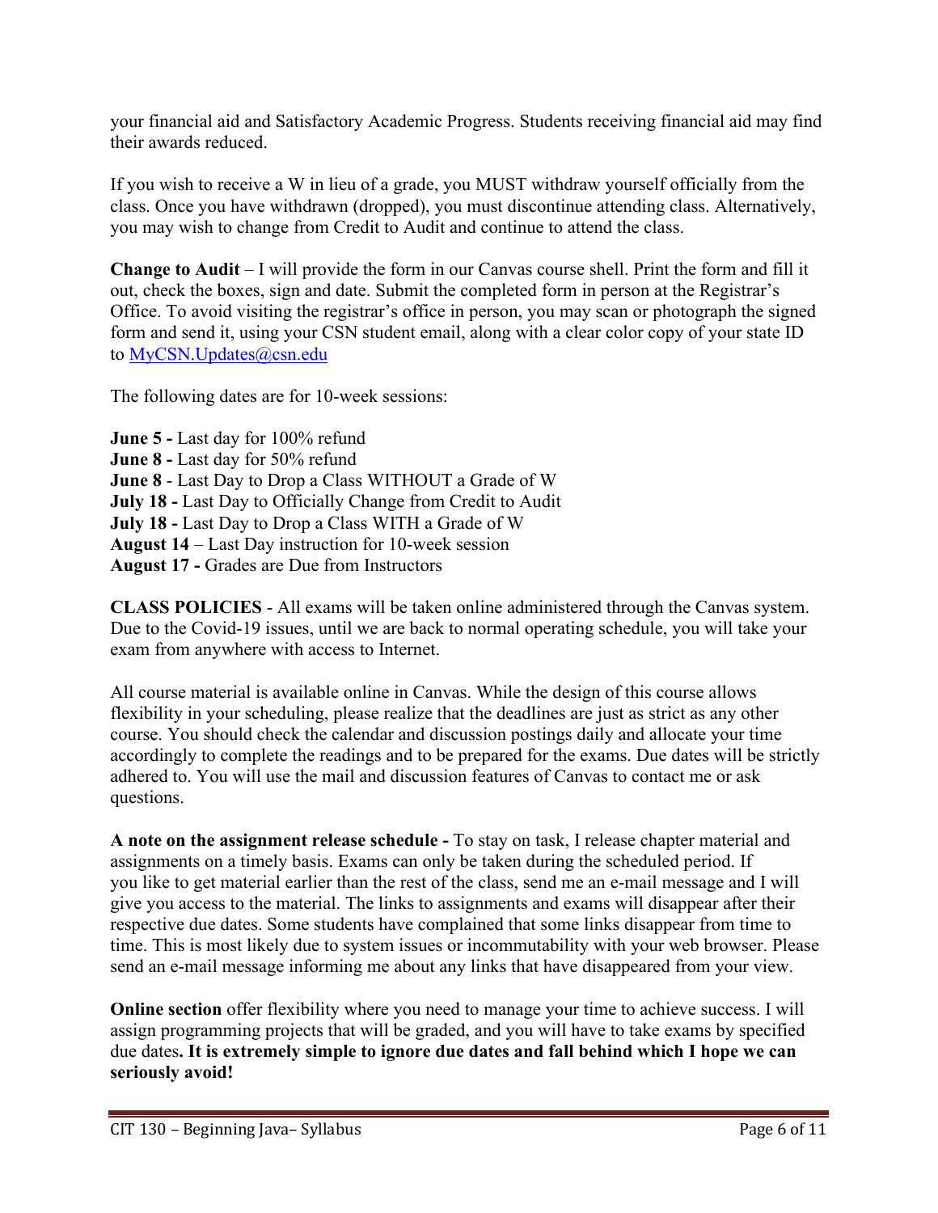your financial aid and Satisfactory Academic Progress. Students receiving financial aid may find their awards reduced.

If you wish to receive a W in lieu of a grade, you MUST withdraw yourself officially from the class. Once you have withdrawn (dropped), you must discontinue attending class. Alternatively, you may wish to change from Credit to Audit and continue to attend the class.

**Change to Audit** – I will provide the form in our Canvas course shell. Print the form and fill it out, check the boxes, sign and date. Submit the completed form in person at the Registrar's Office. To avoid visiting the registrar's office in person, you may scan or photograph the signed form and send it, using your CSN student email, along with a clear color copy of your state ID to [MyCSN.Updates@csn.edu](mailto:MyCSN.Updates@csn.edu)

The following dates are for 10-week sessions:

**June 5 -** Last day for 100% refund
**June 8 -** Last day for 50% refund
**June 8** - Last Day to Drop a Class WITHOUT a Grade of W
**July 18 -** Last Day to Officially Change from Credit to Audit
**July 18 -** Last Day to Drop a Class WITH a Grade of W
**August 14** – Last Day instruction for 10-week session
**August 17 -** Grades are Due from Instructors

**CLASS POLICIES** - All exams will be taken online administered through the Canvas system. Due to the Covid-19 issues, until we are back to normal operating schedule, you will take your exam from anywhere with access to Internet.

All course material is available online in Canvas. While the design of this course allows flexibility in your scheduling, please realize that the deadlines are just as strict as any other course. You should check the calendar and discussion postings daily and allocate your time accordingly to complete the readings and to be prepared for the exams. Due dates will be strictly adhered to. You will use the mail and discussion features of Canvas to contact me or ask questions.

**A note on the assignment release schedule -** To stay on task, I release chapter material and assignments on a timely basis. Exams can only be taken during the scheduled period. If you like to get material earlier than the rest of the class, send me an e-mail message and I will give you access to the material. The links to assignments and exams will disappear after their respective due dates. Some students have complained that some links disappear from time to time. This is most likely due to system issues or incommutability with your web browser. Please send an e-mail message informing me about any links that have disappeared from your view.

**Online section** offer flexibility where you need to manage your time to achieve success. I will assign programming projects that will be graded, and you will have to take exams by specified due dates**. It is extremely simple to ignore due dates and fall behind which I hope we can seriously avoid!**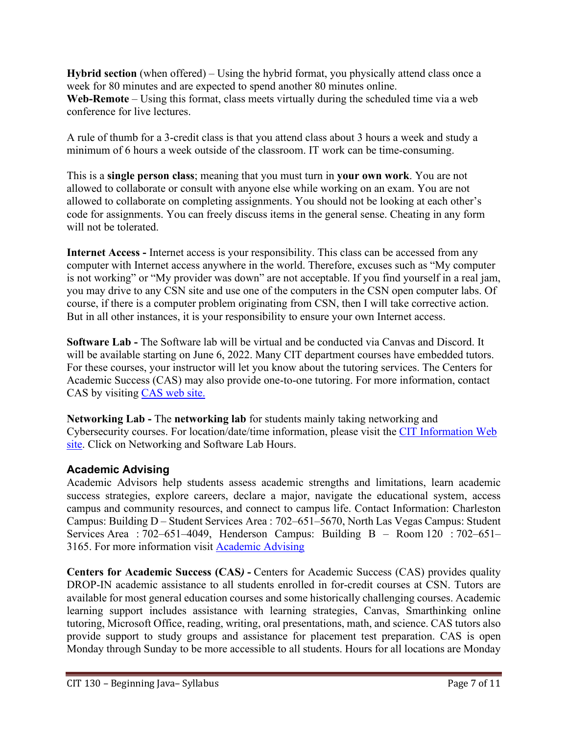**Hybrid section** (when offered) – Using the hybrid format, you physically attend class once a week for 80 minutes and are expected to spend another 80 minutes online.
**Web-Remote** – Using this format, class meets virtually during the scheduled time via a web conference for live lectures.

A rule of thumb for a 3-credit class is that you attend class about 3 hours a week and study a minimum of 6 hours a week outside of the classroom. IT work can be time-consuming.

This is a **single person class**; meaning that you must turn in **your own work**. You are not allowed to collaborate or consult with anyone else while working on an exam. You are not allowed to collaborate on completing assignments. You should not be looking at each other's code for assignments. You can freely discuss items in the general sense. Cheating in any form will not be tolerated.

**Internet Access -** Internet access is your responsibility. This class can be accessed from any computer with Internet access anywhere in the world. Therefore, excuses such as "My computer is not working" or "My provider was down" are not acceptable. If you find yourself in a real jam, you may drive to any CSN site and use one of the computers in the CSN open computer labs. Of course, if there is a computer problem originating from CSN, then I will take corrective action. But in all other instances, it is your responsibility to ensure your own Internet access.

**Software Lab -** The Software lab will be virtual and be conducted via Canvas and Discord. It will be available starting on June 6, 2022. Many CIT department courses have embedded tutors. For these courses, your instructor will let you know about the tutoring services. The Centers for Academic Success (CAS) may also provide one-to-one tutoring. For more information, contact CAS by visiting CAS web site.

**Networking Lab -** The **networking lab** for students mainly taking networking and Cybersecurity courses. For location/date/time information, please visit the CIT Information Web site. Click on Networking and Software Lab Hours.

## Academic Advising

Academic Advisors help students assess academic strengths and limitations, learn academic success strategies, explore careers, declare a major, navigate the educational system, access campus and community resources, and connect to campus life. Contact Information: Charleston Campus: Building D – Student Services Area : 702–651–5670, North Las Vegas Campus: Student Services Area : 702–651–4049, Henderson Campus: Building B – Room 120 : 702–651–3165. For more information visit Academic Advising

**Centers for Academic Success (CAS*)* -** Centers for Academic Success (CAS) provides quality DROP-IN academic assistance to all students enrolled in for-credit courses at CSN. Tutors are available for most general education courses and some historically challenging courses. Academic learning support includes assistance with learning strategies, Canvas, Smarthinking online tutoring, Microsoft Office, reading, writing, oral presentations, math, and science. CAS tutors also provide support to study groups and assistance for placement test preparation. CAS is open Monday through Sunday to be more accessible to all students. Hours for all locations are Monday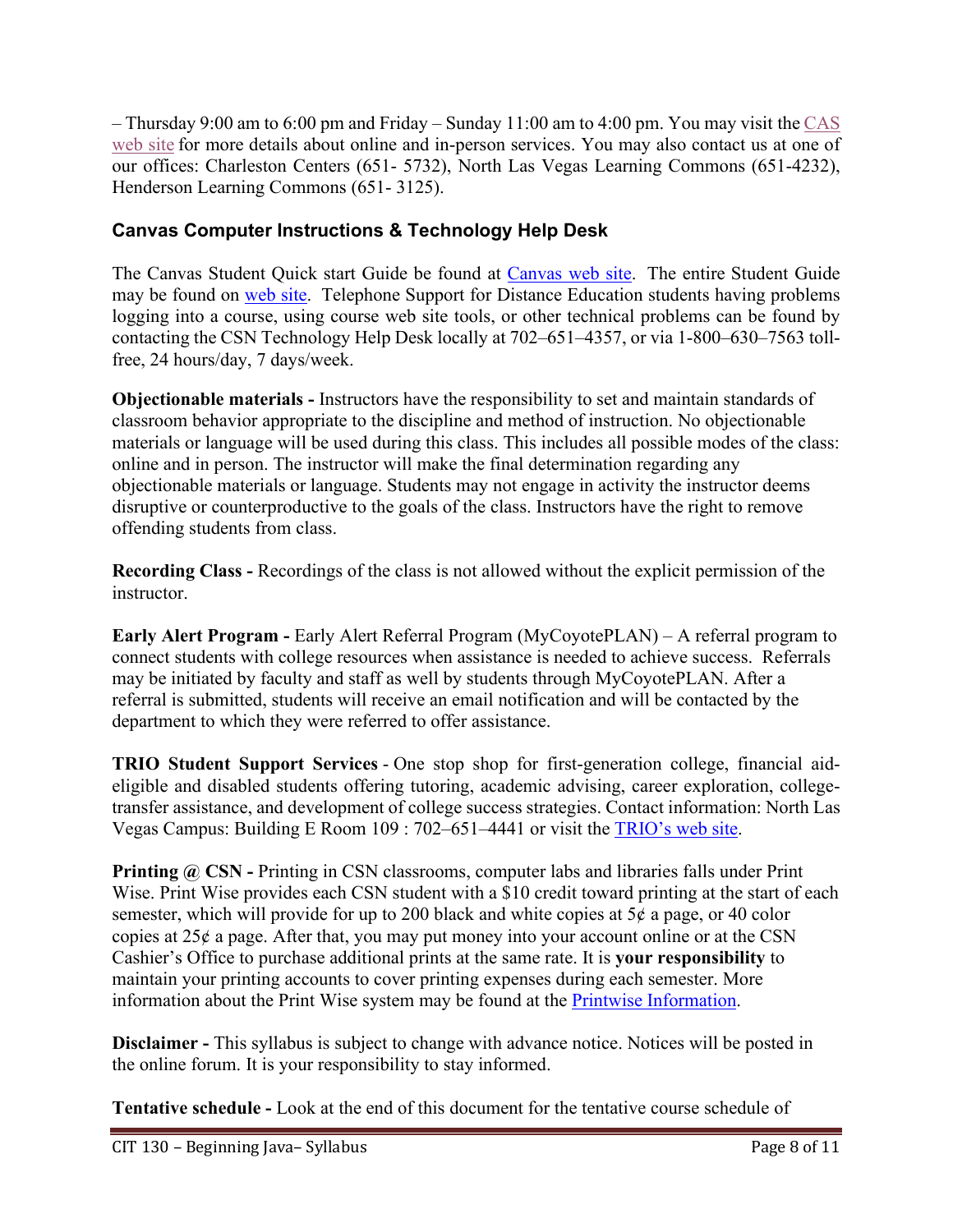– Thursday 9:00 am to 6:00 pm and Friday – Sunday 11:00 am to 4:00 pm. You may visit the CAS web site for more details about online and in-person services. You may also contact us at one of our offices: Charleston Centers (651- 5732), North Las Vegas Learning Commons (651-4232), Henderson Learning Commons (651- 3125).

### Canvas Computer Instructions & Technology Help Desk

The Canvas Student Quick start Guide be found at Canvas web site. The entire Student Guide may be found on web site. Telephone Support for Distance Education students having problems logging into a course, using course web site tools, or other technical problems can be found by contacting the CSN Technology Help Desk locally at 702–651–4357, or via 1-800–630–7563 toll-free, 24 hours/day, 7 days/week.

**Objectionable materials -** Instructors have the responsibility to set and maintain standards of classroom behavior appropriate to the discipline and method of instruction. No objectionable materials or language will be used during this class. This includes all possible modes of the class: online and in person. The instructor will make the final determination regarding any objectionable materials or language. Students may not engage in activity the instructor deems disruptive or counterproductive to the goals of the class. Instructors have the right to remove offending students from class.

**Recording Class -** Recordings of the class is not allowed without the explicit permission of the instructor.

**Early Alert Program -** Early Alert Referral Program (MyCoyotePLAN) – A referral program to connect students with college resources when assistance is needed to achieve success. Referrals may be initiated by faculty and staff as well by students through MyCoyotePLAN. After a referral is submitted, students will receive an email notification and will be contacted by the department to which they were referred to offer assistance.

**TRIO Student Support Services** - One stop shop for first-generation college, financial aid-eligible and disabled students offering tutoring, academic advising, career exploration, college-transfer assistance, and development of college success strategies. Contact information: North Las Vegas Campus: Building E Room 109 : 702–651–4441 or visit the TRIO's web site.

**Printing @ CSN -** Printing in CSN classrooms, computer labs and libraries falls under Print Wise. Print Wise provides each CSN student with a $10 credit toward printing at the start of each semester, which will provide for up to 200 black and white copies at 5¢ a page, or 40 color copies at 25¢ a page. After that, you may put money into your account online or at the CSN Cashier's Office to purchase additional prints at the same rate. It is **your responsibility** to maintain your printing accounts to cover printing expenses during each semester. More information about the Print Wise system may be found at the Printwise Information.

**Disclaimer -** This syllabus is subject to change with advance notice. Notices will be posted in the online forum. It is your responsibility to stay informed.

**Tentative schedule -** Look at the end of this document for the tentative course schedule of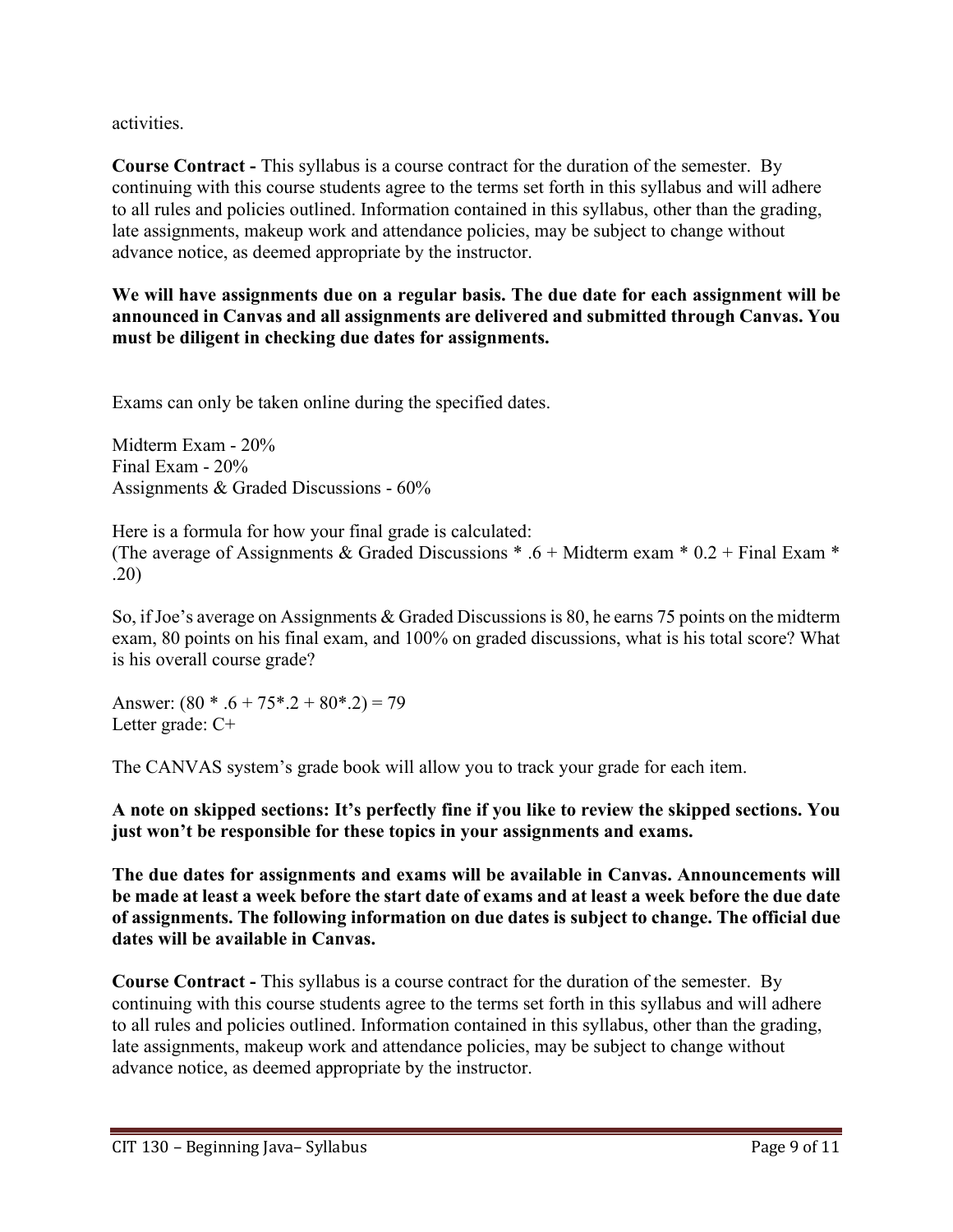activities.

**Course Contract -** This syllabus is a course contract for the duration of the semester. By continuing with this course students agree to the terms set forth in this syllabus and will adhere to all rules and policies outlined. Information contained in this syllabus, other than the grading, late assignments, makeup work and attendance policies, may be subject to change without advance notice, as deemed appropriate by the instructor.

**We will have assignments due on a regular basis. The due date for each assignment will be announced in Canvas and all assignments are delivered and submitted through Canvas. You must be diligent in checking due dates for assignments.**

Exams can only be taken online during the specified dates.

Midterm Exam - 20%
Final Exam - 20%
Assignments & Graded Discussions - 60%

Here is a formula for how your final grade is calculated:
(The average of Assignments & Graded Discussions * .6 + Midterm exam * 0.2 + Final Exam * .20)

So, if Joe's average on Assignments & Graded Discussions is 80, he earns 75 points on the midterm exam, 80 points on his final exam, and 100% on graded discussions, what is his total score? What is his overall course grade?

Answer: (80 * .6 + 75*.2 + 80*.2) = 79
Letter grade: C+

The CANVAS system's grade book will allow you to track your grade for each item.

**A note on skipped sections: It's perfectly fine if you like to review the skipped sections. You just won't be responsible for these topics in your assignments and exams.**

**The due dates for assignments and exams will be available in Canvas. Announcements will be made at least a week before the start date of exams and at least a week before the due date of assignments. The following information on due dates is subject to change. The official due dates will be available in Canvas.**

**Course Contract -** This syllabus is a course contract for the duration of the semester. By continuing with this course students agree to the terms set forth in this syllabus and will adhere to all rules and policies outlined. Information contained in this syllabus, other than the grading, late assignments, makeup work and attendance policies, may be subject to change without advance notice, as deemed appropriate by the instructor.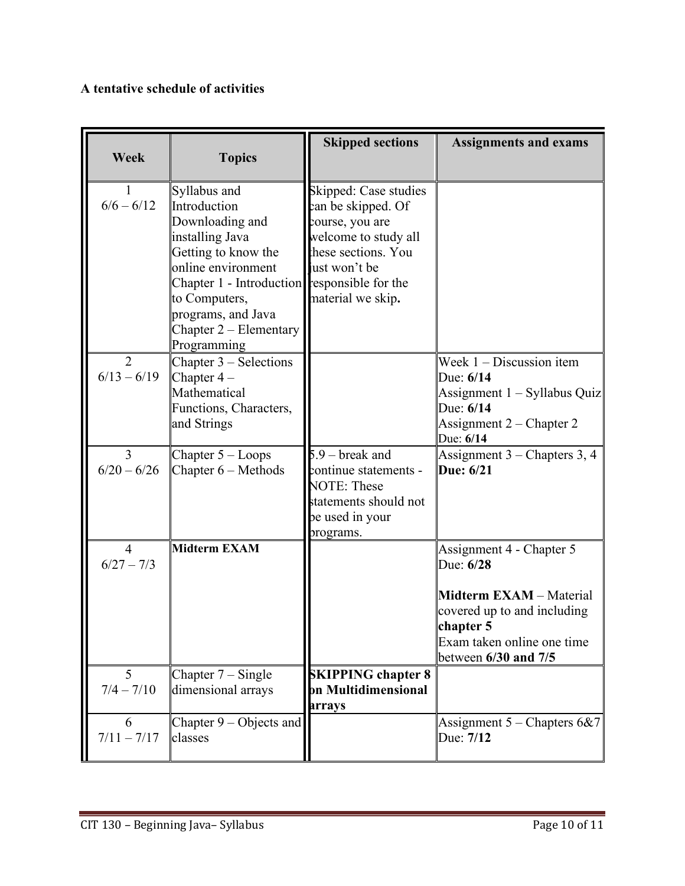**A tentative schedule of activities**

| Week | Topics | Skipped sections | Assignments and exams |
|---|---|---|---|
| 1<br>6/6 – 6/12 | Syllabus and Introduction<br>Downloading and installing Java<br>Getting to know the online environment<br>Chapter 1 - Introduction to Computers, programs, and Java<br>Chapter 2 – Elementary Programming | Skipped: Case studies can be skipped. Of course, you are welcome to study all these sections. You just won't be responsible for the material we skip**.** | |
| 2<br>6/13 – 6/19 | Chapter 3 – Selections<br>Chapter 4 – Mathematical Functions, Characters, and Strings | | Week 1 – Discussion item Due: **6/14**<br>Assignment 1 – Syllabus Quiz Due: **6/14**<br>Assignment 2 – Chapter 2 Due: **6/14** |
| 3<br>6/20 – 6/26 | Chapter 5 – Loops<br>Chapter 6 – Methods | 5.9 – break and continue statements - NOTE: These statements should not be used in your programs. | Assignment 3 – Chapters 3, 4 **Due: 6/21** |
| 4<br>6/27 – 7/3 | **Midterm EXAM** | | Assignment 4 - Chapter 5 Due: **6/28**<br><br>**Midterm EXAM** – Material covered up to and including **chapter 5**<br>Exam taken online one time between **6/30 and 7/5** |
| 5<br>7/4 – 7/10 | Chapter 7 – Single dimensional arrays | **SKIPPING chapter 8 on Multidimensional arrays** | |
| 6<br>7/11 – 7/17 | Chapter 9 – Objects and classes | | Assignment 5 – Chapters 6&7 Due: **7/12** |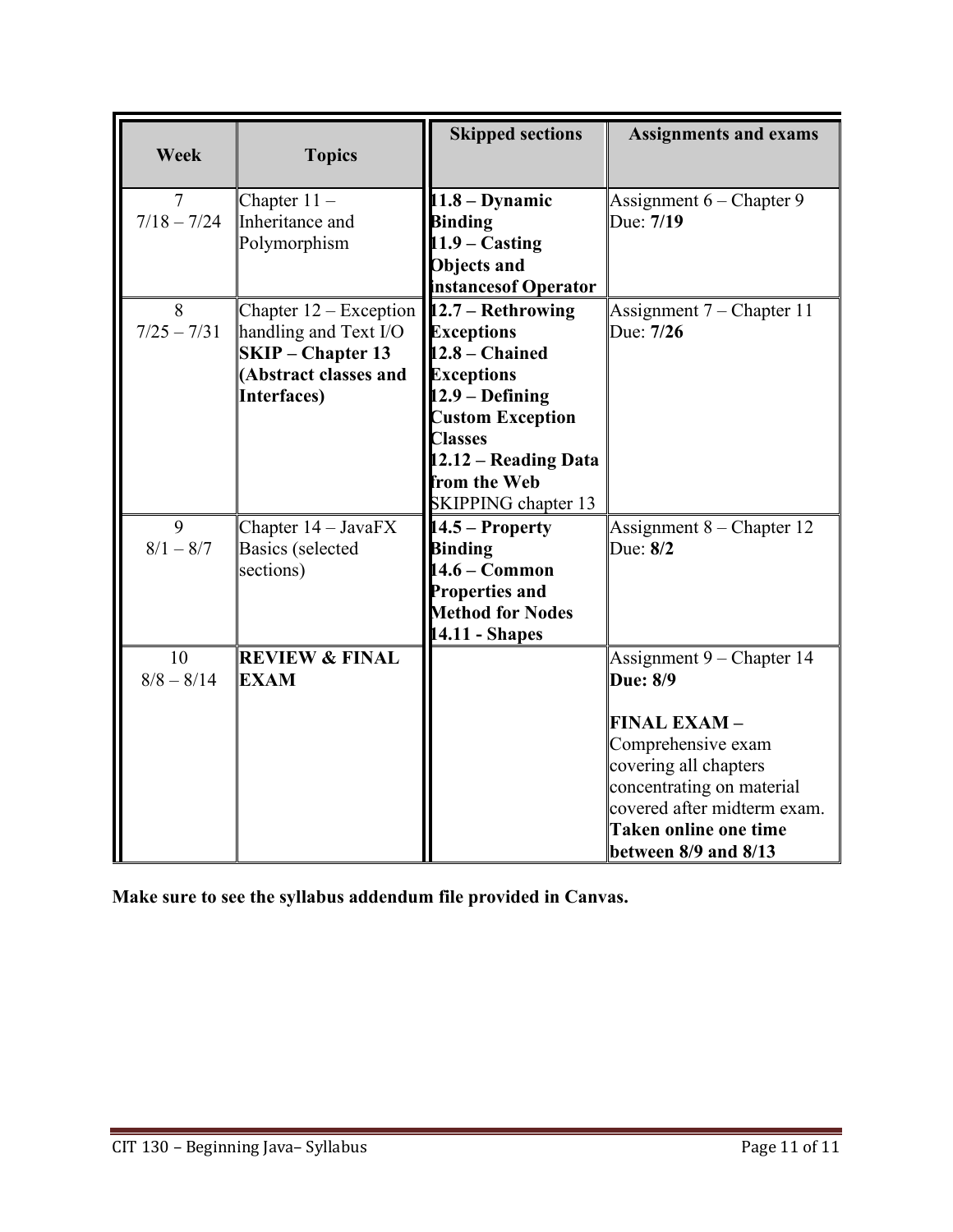| Week | Topics | Skipped sections | Assignments and exams |
|---|---|---|---|
| 7<br>7/18 – 7/24 | Chapter 11 – Inheritance and Polymorphism | **11.8 – Dynamic Binding**<br>**11.9 – Casting Objects and instancesof Operator** | Assignment 6 – Chapter 9<br>Due: **7/19** |
| 8<br>7/25 – 7/31 | Chapter 12 – Exception handling and Text I/O<br>**SKIP – Chapter 13 (Abstract classes and Interfaces)** | **12.7 – Rethrowing Exceptions**<br>**12.8 – Chained Exceptions**<br>**12.9 – Defining Custom Exception Classes**<br>**12.12 – Reading Data from the Web**<br>SKIPPING chapter 13 | Assignment 7 – Chapter 11<br>Due: **7/26** |
| 9<br>8/1 – 8/7 | Chapter 14 – JavaFX Basics (selected sections) | **14.5 – Property Binding**<br>**14.6 – Common Properties and Method for Nodes**<br>**14.11 - Shapes** | Assignment 8 – Chapter 12<br>Due: **8/2** |
| 10<br>8/8 – 8/14 | **REVIEW & FINAL EXAM** | | Assignment 9 – Chapter 14<br>**Due: 8/9**<br><br>**FINAL EXAM –** Comprehensive exam covering all chapters concentrating on material covered after midterm exam. **Taken online one time between 8/9 and 8/13** |

**Make sure to see the syllabus addendum file provided in Canvas.**